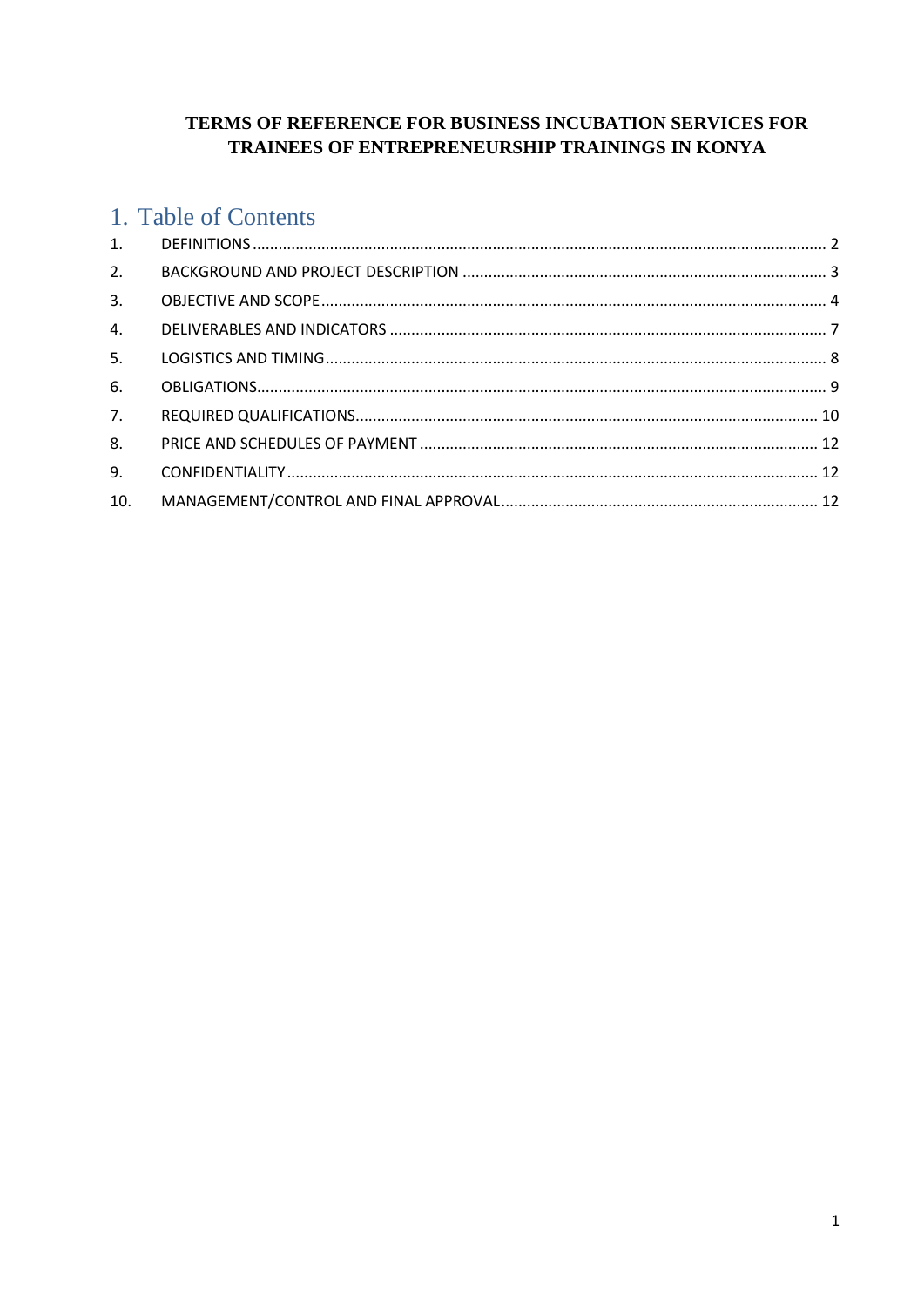**TERMS OF REFERENCE FOR BUSINESS INCUBATION SERVICES FOR TRAINEES OF ENTREPRENEURSHIP TRAININGS IN KONYA**

# 1. Table of Contents

1. DEFINITIONS .......... 2
2. BACKGROUND AND PROJECT DESCRIPTION .......... 3
3. OBJECTIVE AND SCOPE .......... 4
4. DELIVERABLES AND INDICATORS .......... 7
5. LOGISTICS AND TIMING .......... 8
6. OBLIGATIONS .......... 9
7. REQUIRED QUALIFICATIONS .......... 10
8. PRICE AND SCHEDULES OF PAYMENT .......... 12
9. CONFIDENTIALITY .......... 12
10. MANAGEMENT/CONTROL AND FINAL APPROVAL .......... 12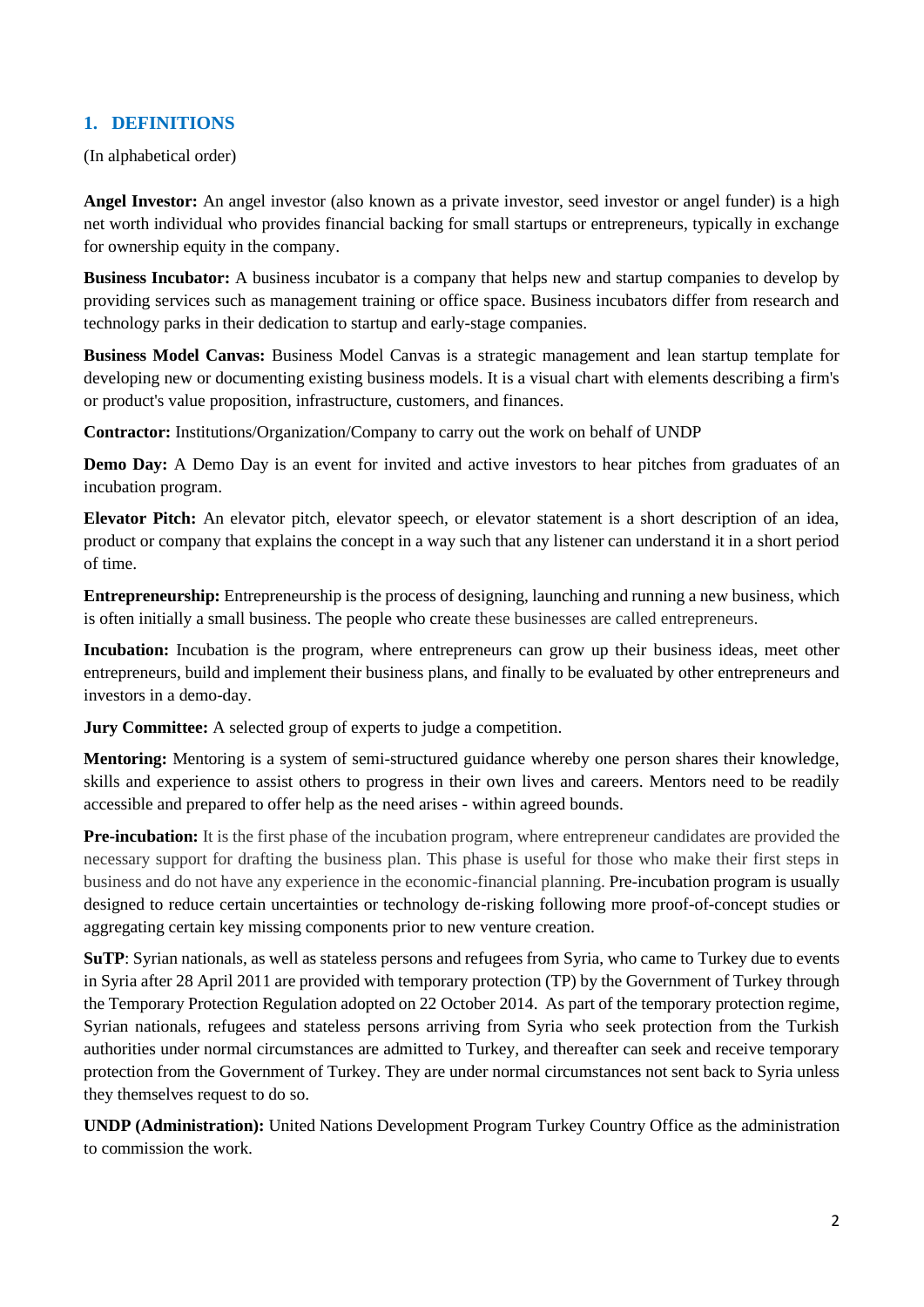## 1. DEFINITIONS

(In alphabetical order)

**Angel Investor:** An angel investor (also known as a private investor, seed investor or angel funder) is a high net worth individual who provides financial backing for small startups or entrepreneurs, typically in exchange for ownership equity in the company.

**Business Incubator:** A business incubator is a company that helps new and startup companies to develop by providing services such as management training or office space. Business incubators differ from research and technology parks in their dedication to startup and early-stage companies.

**Business Model Canvas:** Business Model Canvas is a strategic management and lean startup template for developing new or documenting existing business models. It is a visual chart with elements describing a firm's or product's value proposition, infrastructure, customers, and finances.

**Contractor:** Institutions/Organization/Company to carry out the work on behalf of UNDP

**Demo Day:** A Demo Day is an event for invited and active investors to hear pitches from graduates of an incubation program.

**Elevator Pitch:** An elevator pitch, elevator speech, or elevator statement is a short description of an idea, product or company that explains the concept in a way such that any listener can understand it in a short period of time.

**Entrepreneurship:** Entrepreneurship is the process of designing, launching and running a new business, which is often initially a small business. The people who create these businesses are called entrepreneurs.

**Incubation:** Incubation is the program, where entrepreneurs can grow up their business ideas, meet other entrepreneurs, build and implement their business plans, and finally to be evaluated by other entrepreneurs and investors in a demo-day.

**Jury Committee:** A selected group of experts to judge a competition.

**Mentoring:** Mentoring is a system of semi-structured guidance whereby one person shares their knowledge, skills and experience to assist others to progress in their own lives and careers. Mentors need to be readily accessible and prepared to offer help as the need arises - within agreed bounds.

**Pre-incubation:** It is the first phase of the incubation program, where entrepreneur candidates are provided the necessary support for drafting the business plan. This phase is useful for those who make their first steps in business and do not have any experience in the economic-financial planning. Pre-incubation program is usually designed to reduce certain uncertainties or technology de-risking following more proof-of-concept studies or aggregating certain key missing components prior to new venture creation.

**SuTP**: Syrian nationals, as well as stateless persons and refugees from Syria, who came to Turkey due to events in Syria after 28 April 2011 are provided with temporary protection (TP) by the Government of Turkey through the Temporary Protection Regulation adopted on 22 October 2014. As part of the temporary protection regime, Syrian nationals, refugees and stateless persons arriving from Syria who seek protection from the Turkish authorities under normal circumstances are admitted to Turkey, and thereafter can seek and receive temporary protection from the Government of Turkey. They are under normal circumstances not sent back to Syria unless they themselves request to do so.

**UNDP (Administration):** United Nations Development Program Turkey Country Office as the administration to commission the work.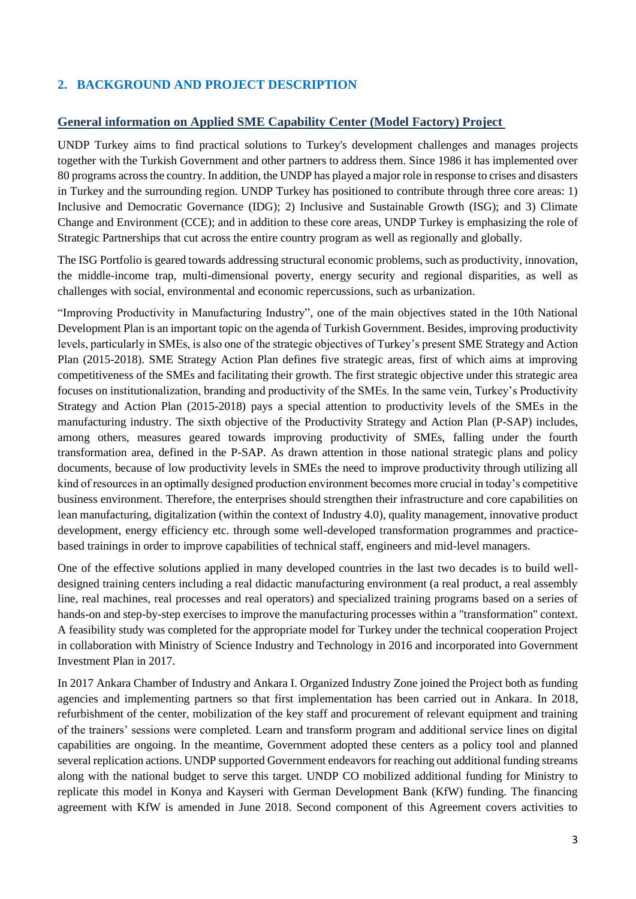## 2. BACKGROUND AND PROJECT DESCRIPTION

### General information on Applied SME Capability Center (Model Factory) Project

UNDP Turkey aims to find practical solutions to Turkey's development challenges and manages projects together with the Turkish Government and other partners to address them. Since 1986 it has implemented over 80 programs across the country. In addition, the UNDP has played a major role in response to crises and disasters in Turkey and the surrounding region. UNDP Turkey has positioned to contribute through three core areas: 1) Inclusive and Democratic Governance (IDG); 2) Inclusive and Sustainable Growth (ISG); and 3) Climate Change and Environment (CCE); and in addition to these core areas, UNDP Turkey is emphasizing the role of Strategic Partnerships that cut across the entire country program as well as regionally and globally.

The ISG Portfolio is geared towards addressing structural economic problems, such as productivity, innovation, the middle-income trap, multi-dimensional poverty, energy security and regional disparities, as well as challenges with social, environmental and economic repercussions, such as urbanization.

"Improving Productivity in Manufacturing Industry", one of the main objectives stated in the 10th National Development Plan is an important topic on the agenda of Turkish Government. Besides, improving productivity levels, particularly in SMEs, is also one of the strategic objectives of Turkey's present SME Strategy and Action Plan (2015-2018). SME Strategy Action Plan defines five strategic areas, first of which aims at improving competitiveness of the SMEs and facilitating their growth. The first strategic objective under this strategic area focuses on institutionalization, branding and productivity of the SMEs. In the same vein, Turkey's Productivity Strategy and Action Plan (2015-2018) pays a special attention to productivity levels of the SMEs in the manufacturing industry. The sixth objective of the Productivity Strategy and Action Plan (P-SAP) includes, among others, measures geared towards improving productivity of SMEs, falling under the fourth transformation area, defined in the P-SAP. As drawn attention in those national strategic plans and policy documents, because of low productivity levels in SMEs the need to improve productivity through utilizing all kind of resources in an optimally designed production environment becomes more crucial in today's competitive business environment. Therefore, the enterprises should strengthen their infrastructure and core capabilities on lean manufacturing, digitalization (within the context of Industry 4.0), quality management, innovative product development, energy efficiency etc. through some well-developed transformation programmes and practice-based trainings in order to improve capabilities of technical staff, engineers and mid-level managers.

One of the effective solutions applied in many developed countries in the last two decades is to build well-designed training centers including a real didactic manufacturing environment (a real product, a real assembly line, real machines, real processes and real operators) and specialized training programs based on a series of hands-on and step-by-step exercises to improve the manufacturing processes within a "transformation" context. A feasibility study was completed for the appropriate model for Turkey under the technical cooperation Project in collaboration with Ministry of Science Industry and Technology in 2016 and incorporated into Government Investment Plan in 2017.

In 2017 Ankara Chamber of Industry and Ankara I. Organized Industry Zone joined the Project both as funding agencies and implementing partners so that first implementation has been carried out in Ankara. In 2018, refurbishment of the center, mobilization of the key staff and procurement of relevant equipment and training of the trainers' sessions were completed. Learn and transform program and additional service lines on digital capabilities are ongoing. In the meantime, Government adopted these centers as a policy tool and planned several replication actions. UNDP supported Government endeavors for reaching out additional funding streams along with the national budget to serve this target. UNDP CO mobilized additional funding for Ministry to replicate this model in Konya and Kayseri with German Development Bank (KfW) funding. The financing agreement with KfW is amended in June 2018. Second component of this Agreement covers activities to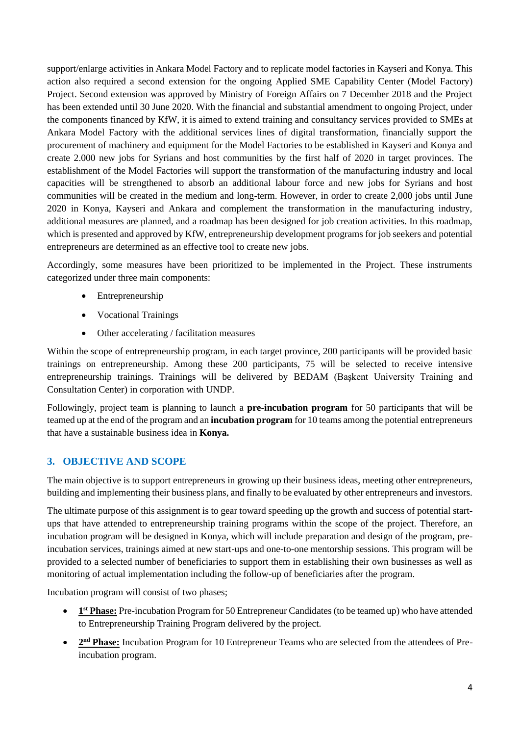support/enlarge activities in Ankara Model Factory and to replicate model factories in Kayseri and Konya. This action also required a second extension for the ongoing Applied SME Capability Center (Model Factory) Project. Second extension was approved by Ministry of Foreign Affairs on 7 December 2018 and the Project has been extended until 30 June 2020. With the financial and substantial amendment to ongoing Project, under the components financed by KfW, it is aimed to extend training and consultancy services provided to SMEs at Ankara Model Factory with the additional services lines of digital transformation, financially support the procurement of machinery and equipment for the Model Factories to be established in Kayseri and Konya and create 2.000 new jobs for Syrians and host communities by the first half of 2020 in target provinces. The establishment of the Model Factories will support the transformation of the manufacturing industry and local capacities will be strengthened to absorb an additional labour force and new jobs for Syrians and host communities will be created in the medium and long-term. However, in order to create 2,000 jobs until June 2020 in Konya, Kayseri and Ankara and complement the transformation in the manufacturing industry, additional measures are planned, and a roadmap has been designed for job creation activities. In this roadmap, which is presented and approved by KfW, entrepreneurship development programs for job seekers and potential entrepreneurs are determined as an effective tool to create new jobs.

Accordingly, some measures have been prioritized to be implemented in the Project. These instruments categorized under three main components:

- Entrepreneurship
- Vocational Trainings
- Other accelerating / facilitation measures

Within the scope of entrepreneurship program, in each target province, 200 participants will be provided basic trainings on entrepreneurship. Among these 200 participants, 75 will be selected to receive intensive entrepreneurship trainings. Trainings will be delivered by BEDAM (Başkent University Training and Consultation Center) in corporation with UNDP.

Followingly, project team is planning to launch a **pre-incubation program** for 50 participants that will be teamed up at the end of the program and an **incubation program** for 10 teams among the potential entrepreneurs that have a sustainable business idea in **Konya.**

## 3. OBJECTIVE AND SCOPE

The main objective is to support entrepreneurs in growing up their business ideas, meeting other entrepreneurs, building and implementing their business plans, and finally to be evaluated by other entrepreneurs and investors.

The ultimate purpose of this assignment is to gear toward speeding up the growth and success of potential start-ups that have attended to entrepreneurship training programs within the scope of the project. Therefore, an incubation program will be designed in Konya, which will include preparation and design of the program, pre-incubation services, trainings aimed at new start-ups and one-to-one mentorship sessions. This program will be provided to a selected number of beneficiaries to support them in establishing their own businesses as well as monitoring of actual implementation including the follow-up of beneficiaries after the program.

Incubation program will consist of two phases;

- **1st Phase:** Pre-incubation Program for 50 Entrepreneur Candidates (to be teamed up) who have attended to Entrepreneurship Training Program delivered by the project.
- **2nd Phase:** Incubation Program for 10 Entrepreneur Teams who are selected from the attendees of Pre-incubation program.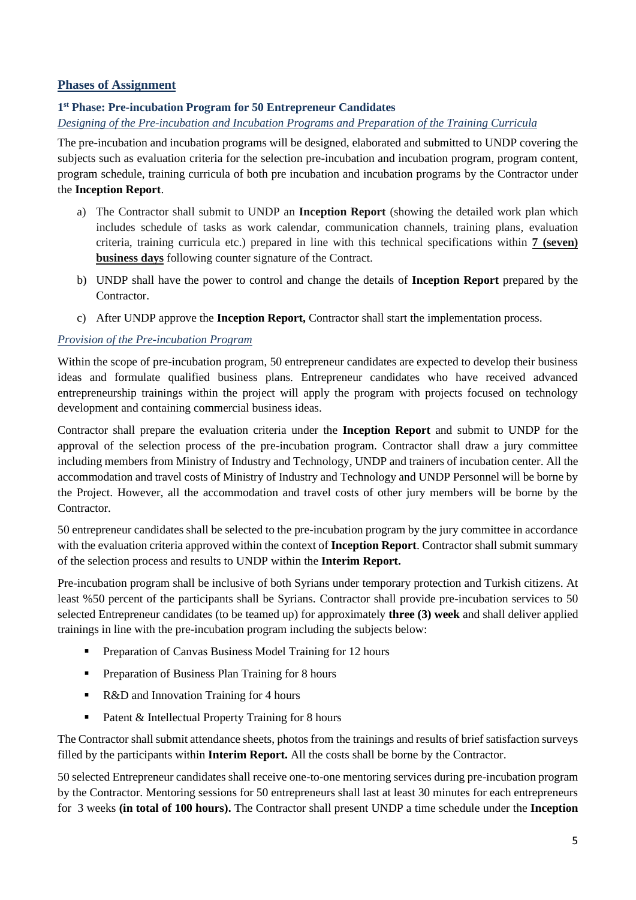## Phases of Assignment

### 1st Phase: Pre-incubation Program for 50 Entrepreneur Candidates

*Designing of the Pre-incubation and Incubation Programs and Preparation of the Training Curricula*

The pre-incubation and incubation programs will be designed, elaborated and submitted to UNDP covering the subjects such as evaluation criteria for the selection pre-incubation and incubation program, program content, program schedule, training curricula of both pre incubation and incubation programs by the Contractor under the **Inception Report**.

a) The Contractor shall submit to UNDP an **Inception Report** (showing the detailed work plan which includes schedule of tasks as work calendar, communication channels, training plans, evaluation criteria, training curricula etc.) prepared in line with this technical specifications within **7 (seven) business days** following counter signature of the Contract.

b) UNDP shall have the power to control and change the details of **Inception Report** prepared by the Contractor.

c) After UNDP approve the **Inception Report,** Contractor shall start the implementation process.

*Provision of the Pre-incubation Program*

Within the scope of pre-incubation program, 50 entrepreneur candidates are expected to develop their business ideas and formulate qualified business plans. Entrepreneur candidates who have received advanced entrepreneurship trainings within the project will apply the program with projects focused on technology development and containing commercial business ideas.

Contractor shall prepare the evaluation criteria under the **Inception Report** and submit to UNDP for the approval of the selection process of the pre-incubation program. Contractor shall draw a jury committee including members from Ministry of Industry and Technology, UNDP and trainers of incubation center. All the accommodation and travel costs of Ministry of Industry and Technology and UNDP Personnel will be borne by the Project. However, all the accommodation and travel costs of other jury members will be borne by the Contractor.

50 entrepreneur candidates shall be selected to the pre-incubation program by the jury committee in accordance with the evaluation criteria approved within the context of **Inception Report**. Contractor shall submit summary of the selection process and results to UNDP within the **Interim Report.**

Pre-incubation program shall be inclusive of both Syrians under temporary protection and Turkish citizens. At least %50 percent of the participants shall be Syrians. Contractor shall provide pre-incubation services to 50 selected Entrepreneur candidates (to be teamed up) for approximately **three (3) week** and shall deliver applied trainings in line with the pre-incubation program including the subjects below:

- Preparation of Canvas Business Model Training for 12 hours
- Preparation of Business Plan Training for 8 hours
- R&D and Innovation Training for 4 hours
- Patent & Intellectual Property Training for 8 hours

The Contractor shall submit attendance sheets, photos from the trainings and results of brief satisfaction surveys filled by the participants within **Interim Report.** All the costs shall be borne by the Contractor.

50 selected Entrepreneur candidates shall receive one-to-one mentoring services during pre-incubation program by the Contractor. Mentoring sessions for 50 entrepreneurs shall last at least 30 minutes for each entrepreneurs for 3 weeks **(in total of 100 hours).** The Contractor shall present UNDP a time schedule under the **Inception**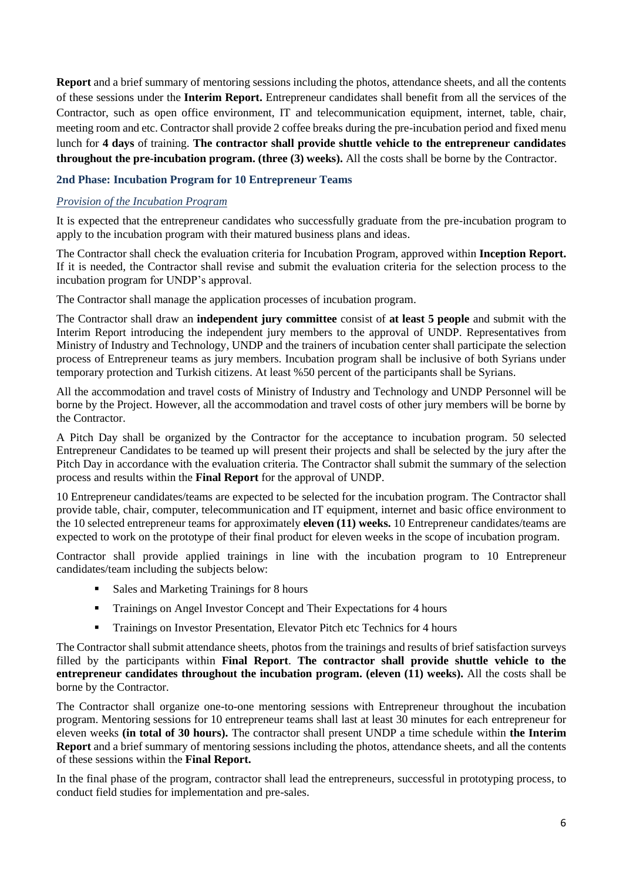**Report** and a brief summary of mentoring sessions including the photos, attendance sheets, and all the contents of these sessions under the **Interim Report.** Entrepreneur candidates shall benefit from all the services of the Contractor, such as open office environment, IT and telecommunication equipment, internet, table, chair, meeting room and etc. Contractor shall provide 2 coffee breaks during the pre-incubation period and fixed menu lunch for **4 days** of training. **The contractor shall provide shuttle vehicle to the entrepreneur candidates throughout the pre-incubation program. (three (3) weeks).** All the costs shall be borne by the Contractor.

### 2nd Phase: Incubation Program for 10 Entrepreneur Teams

*Provision of the Incubation Program*

It is expected that the entrepreneur candidates who successfully graduate from the pre-incubation program to apply to the incubation program with their matured business plans and ideas.

The Contractor shall check the evaluation criteria for Incubation Program, approved within **Inception Report.** If it is needed, the Contractor shall revise and submit the evaluation criteria for the selection process to the incubation program for UNDP's approval.

The Contractor shall manage the application processes of incubation program.

The Contractor shall draw an **independent jury committee** consist of **at least 5 people** and submit with the Interim Report introducing the independent jury members to the approval of UNDP. Representatives from Ministry of Industry and Technology, UNDP and the trainers of incubation center shall participate the selection process of Entrepreneur teams as jury members. Incubation program shall be inclusive of both Syrians under temporary protection and Turkish citizens. At least %50 percent of the participants shall be Syrians.

All the accommodation and travel costs of Ministry of Industry and Technology and UNDP Personnel will be borne by the Project. However, all the accommodation and travel costs of other jury members will be borne by the Contractor.

A Pitch Day shall be organized by the Contractor for the acceptance to incubation program. 50 selected Entrepreneur Candidates to be teamed up will present their projects and shall be selected by the jury after the Pitch Day in accordance with the evaluation criteria. The Contractor shall submit the summary of the selection process and results within the **Final Report** for the approval of UNDP.

10 Entrepreneur candidates/teams are expected to be selected for the incubation program. The Contractor shall provide table, chair, computer, telecommunication and IT equipment, internet and basic office environment to the 10 selected entrepreneur teams for approximately **eleven (11) weeks.** 10 Entrepreneur candidates/teams are expected to work on the prototype of their final product for eleven weeks in the scope of incubation program.

Contractor shall provide applied trainings in line with the incubation program to 10 Entrepreneur candidates/team including the subjects below:

- Sales and Marketing Trainings for 8 hours
- Trainings on Angel Investor Concept and Their Expectations for 4 hours
- Trainings on Investor Presentation, Elevator Pitch etc Technics for 4 hours

The Contractor shall submit attendance sheets, photos from the trainings and results of brief satisfaction surveys filled by the participants within **Final Report**. **The contractor shall provide shuttle vehicle to the entrepreneur candidates throughout the incubation program. (eleven (11) weeks).** All the costs shall be borne by the Contractor.

The Contractor shall organize one-to-one mentoring sessions with Entrepreneur throughout the incubation program. Mentoring sessions for 10 entrepreneur teams shall last at least 30 minutes for each entrepreneur for eleven weeks **(in total of 30 hours).** The contractor shall present UNDP a time schedule within **the Interim Report** and a brief summary of mentoring sessions including the photos, attendance sheets, and all the contents of these sessions within the **Final Report.**

In the final phase of the program, contractor shall lead the entrepreneurs, successful in prototyping process, to conduct field studies for implementation and pre-sales.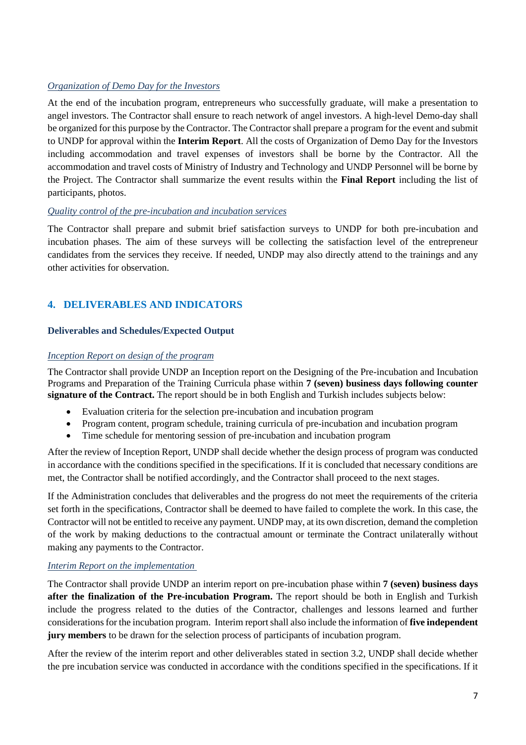*Organization of Demo Day for the Investors*

At the end of the incubation program, entrepreneurs who successfully graduate, will make a presentation to angel investors. The Contractor shall ensure to reach network of angel investors. A high-level Demo-day shall be organized for this purpose by the Contractor. The Contractor shall prepare a program for the event and submit to UNDP for approval within the **Interim Report**. All the costs of Organization of Demo Day for the Investors including accommodation and travel expenses of investors shall be borne by the Contractor. All the accommodation and travel costs of Ministry of Industry and Technology and UNDP Personnel will be borne by the Project. The Contractor shall summarize the event results within the **Final Report** including the list of participants, photos.

*Quality control of the pre-incubation and incubation services*

The Contractor shall prepare and submit brief satisfaction surveys to UNDP for both pre-incubation and incubation phases. The aim of these surveys will be collecting the satisfaction level of the entrepreneur candidates from the services they receive. If needed, UNDP may also directly attend to the trainings and any other activities for observation.

## 4. DELIVERABLES AND INDICATORS

### Deliverables and Schedules/Expected Output

*Inception Report on design of the program*

The Contractor shall provide UNDP an Inception report on the Designing of the Pre-incubation and Incubation Programs and Preparation of the Training Curricula phase within **7 (seven) business days following counter signature of the Contract.** The report should be in both English and Turkish includes subjects below:

- Evaluation criteria for the selection pre-incubation and incubation program
- Program content, program schedule, training curricula of pre-incubation and incubation program
- Time schedule for mentoring session of pre-incubation and incubation program

After the review of Inception Report, UNDP shall decide whether the design process of program was conducted in accordance with the conditions specified in the specifications. If it is concluded that necessary conditions are met, the Contractor shall be notified accordingly, and the Contractor shall proceed to the next stages.

If the Administration concludes that deliverables and the progress do not meet the requirements of the criteria set forth in the specifications, Contractor shall be deemed to have failed to complete the work. In this case, the Contractor will not be entitled to receive any payment. UNDP may, at its own discretion, demand the completion of the work by making deductions to the contractual amount or terminate the Contract unilaterally without making any payments to the Contractor.

*Interim Report on the implementation*

The Contractor shall provide UNDP an interim report on pre-incubation phase within **7 (seven) business days after the finalization of the Pre-incubation Program.** The report should be both in English and Turkish include the progress related to the duties of the Contractor, challenges and lessons learned and further considerations for the incubation program. Interim report shall also include the information of **five independent jury members** to be drawn for the selection process of participants of incubation program.

After the review of the interim report and other deliverables stated in section 3.2, UNDP shall decide whether the pre incubation service was conducted in accordance with the conditions specified in the specifications. If it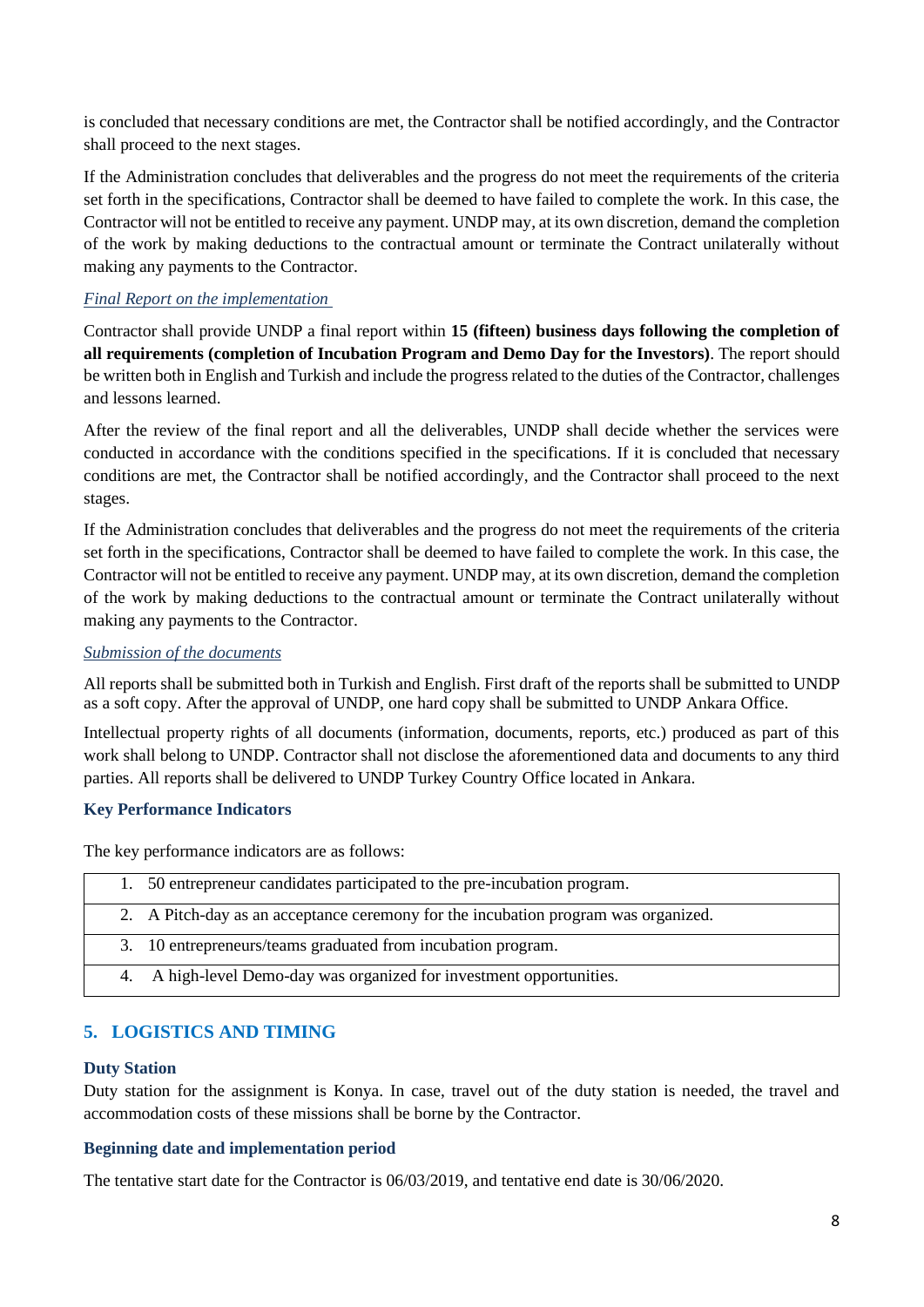is concluded that necessary conditions are met, the Contractor shall be notified accordingly, and the Contractor shall proceed to the next stages.

If the Administration concludes that deliverables and the progress do not meet the requirements of the criteria set forth in the specifications, Contractor shall be deemed to have failed to complete the work. In this case, the Contractor will not be entitled to receive any payment. UNDP may, at its own discretion, demand the completion of the work by making deductions to the contractual amount or terminate the Contract unilaterally without making any payments to the Contractor.

*Final Report on the implementation*

Contractor shall provide UNDP a final report within **15 (fifteen) business days following the completion of all requirements (completion of Incubation Program and Demo Day for the Investors)**. The report should be written both in English and Turkish and include the progress related to the duties of the Contractor, challenges and lessons learned.

After the review of the final report and all the deliverables, UNDP shall decide whether the services were conducted in accordance with the conditions specified in the specifications. If it is concluded that necessary conditions are met, the Contractor shall be notified accordingly, and the Contractor shall proceed to the next stages.

If the Administration concludes that deliverables and the progress do not meet the requirements of the criteria set forth in the specifications, Contractor shall be deemed to have failed to complete the work. In this case, the Contractor will not be entitled to receive any payment. UNDP may, at its own discretion, demand the completion of the work by making deductions to the contractual amount or terminate the Contract unilaterally without making any payments to the Contractor.

*Submission of the documents*

All reports shall be submitted both in Turkish and English. First draft of the reports shall be submitted to UNDP as a soft copy. After the approval of UNDP, one hard copy shall be submitted to UNDP Ankara Office.

Intellectual property rights of all documents (information, documents, reports, etc.) produced as part of this work shall belong to UNDP. Contractor shall not disclose the aforementioned data and documents to any third parties. All reports shall be delivered to UNDP Turkey Country Office located in Ankara.

**Key Performance Indicators**

The key performance indicators are as follows:

| Key Performance Indicators |
|---|
| 1. 50 entrepreneur candidates participated to the pre-incubation program. |
| 2. A Pitch-day as an acceptance ceremony for the incubation program was organized. |
| 3. 10 entrepreneurs/teams graduated from incubation program. |
| 4. A high-level Demo-day was organized for investment opportunities. |

## 5. LOGISTICS AND TIMING

**Duty Station**

Duty station for the assignment is Konya. In case, travel out of the duty station is needed, the travel and accommodation costs of these missions shall be borne by the Contractor.

**Beginning date and implementation period**

The tentative start date for the Contractor is 06/03/2019, and tentative end date is 30/06/2020.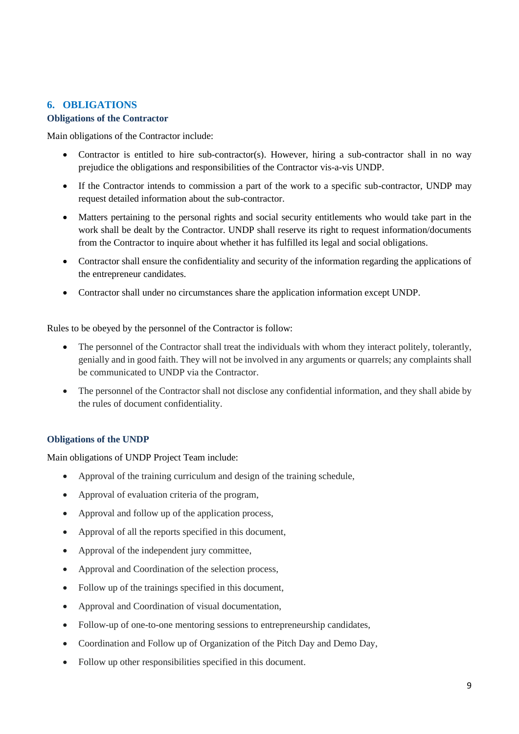## 6. OBLIGATIONS

### Obligations of the Contractor

Main obligations of the Contractor include:

- Contractor is entitled to hire sub-contractor(s). However, hiring a sub-contractor shall in no way prejudice the obligations and responsibilities of the Contractor vis-a-vis UNDP.
- If the Contractor intends to commission a part of the work to a specific sub-contractor, UNDP may request detailed information about the sub-contractor.
- Matters pertaining to the personal rights and social security entitlements who would take part in the work shall be dealt by the Contractor. UNDP shall reserve its right to request information/documents from the Contractor to inquire about whether it has fulfilled its legal and social obligations.
- Contractor shall ensure the confidentiality and security of the information regarding the applications of the entrepreneur candidates.
- Contractor shall under no circumstances share the application information except UNDP.

Rules to be obeyed by the personnel of the Contractor is follow:

- The personnel of the Contractor shall treat the individuals with whom they interact politely, tolerantly, genially and in good faith. They will not be involved in any arguments or quarrels; any complaints shall be communicated to UNDP via the Contractor.
- The personnel of the Contractor shall not disclose any confidential information, and they shall abide by the rules of document confidentiality.

### Obligations of the UNDP

Main obligations of UNDP Project Team include:

- Approval of the training curriculum and design of the training schedule,
- Approval of evaluation criteria of the program,
- Approval and follow up of the application process,
- Approval of all the reports specified in this document,
- Approval of the independent jury committee,
- Approval and Coordination of the selection process,
- Follow up of the trainings specified in this document,
- Approval and Coordination of visual documentation,
- Follow-up of one-to-one mentoring sessions to entrepreneurship candidates,
- Coordination and Follow up of Organization of the Pitch Day and Demo Day,
- Follow up other responsibilities specified in this document.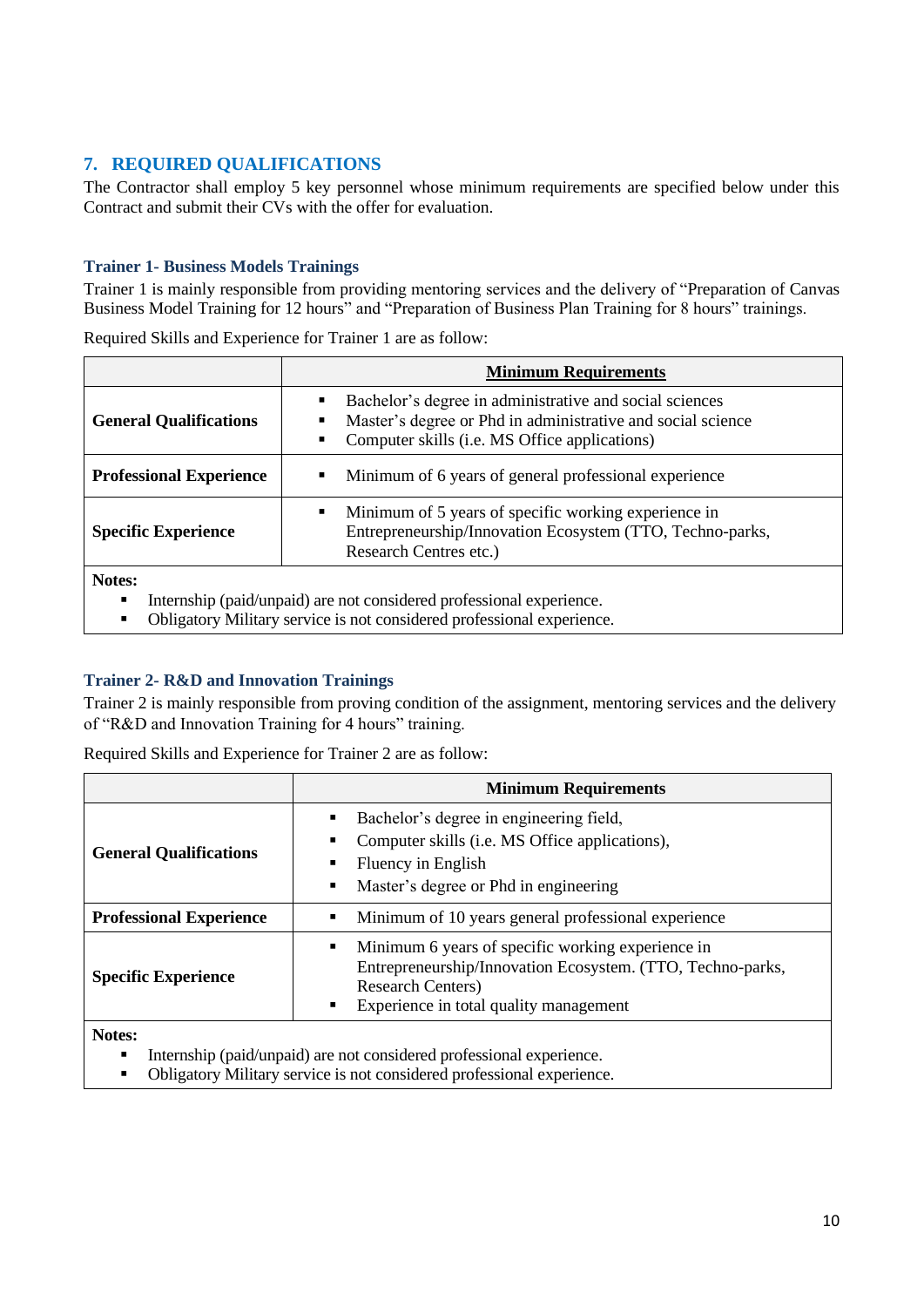## 7. REQUIRED QUALIFICATIONS

The Contractor shall employ 5 key personnel whose minimum requirements are specified below under this Contract and submit their CVs with the offer for evaluation.

### Trainer 1- Business Models Trainings

Trainer 1 is mainly responsible from providing mentoring services and the delivery of "Preparation of Canvas Business Model Training for 12 hours" and "Preparation of Business Plan Training for 8 hours" trainings.

Required Skills and Experience for Trainer 1 are as follow:

| | **Minimum Requirements** |
|---|---|
| **General Qualifications** | ▪ Bachelor's degree in administrative and social sciences<br>▪ Master's degree or Phd in administrative and social science<br>▪ Computer skills (i.e. MS Office applications) |
| **Professional Experience** | ▪ Minimum of 6 years of general professional experience |
| **Specific Experience** | ▪ Minimum of 5 years of specific working experience in Entrepreneurship/Innovation Ecosystem (TTO, Techno-parks, Research Centres etc.) |
| **Notes:**<br>▪ Internship (paid/unpaid) are not considered professional experience.<br>▪ Obligatory Military service is not considered professional experience. | |

### Trainer 2- R&D and Innovation Trainings

Trainer 2 is mainly responsible from proving condition of the assignment, mentoring services and the delivery of "R&D and Innovation Training for 4 hours" training.

Required Skills and Experience for Trainer 2 are as follow:

| | **Minimum Requirements** |
|---|---|
| **General Qualifications** | ▪ Bachelor's degree in engineering field,<br>▪ Computer skills (i.e. MS Office applications),<br>▪ Fluency in English<br>▪ Master's degree or Phd in engineering |
| **Professional Experience** | ▪ Minimum of 10 years general professional experience |
| **Specific Experience** | ▪ Minimum 6 years of specific working experience in Entrepreneurship/Innovation Ecosystem. (TTO, Techno-parks, Research Centers)<br>▪ Experience in total quality management |
| **Notes:**<br>▪ Internship (paid/unpaid) are not considered professional experience.<br>▪ Obligatory Military service is not considered professional experience. | |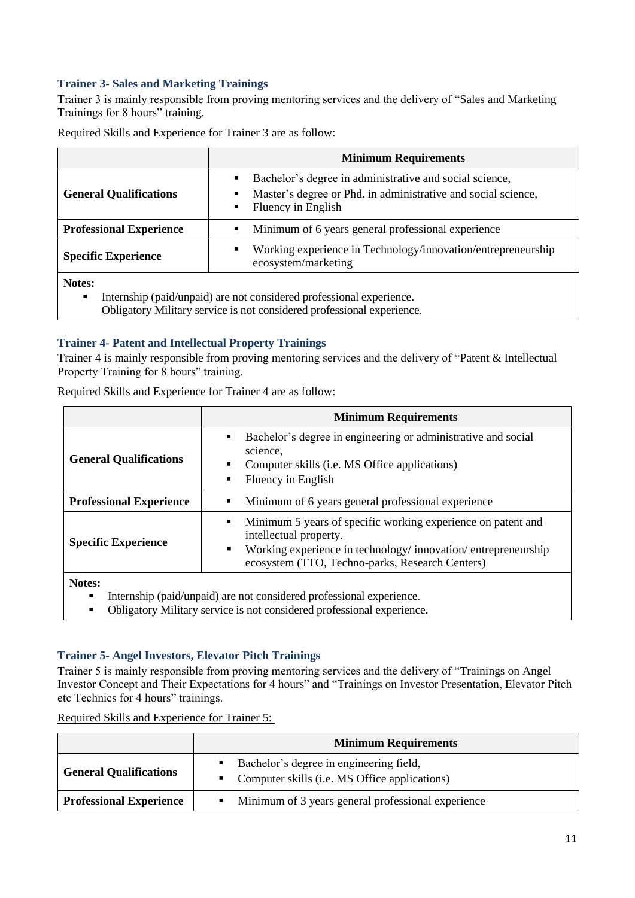### Trainer 3- Sales and Marketing Trainings

Trainer 3 is mainly responsible from proving mentoring services and the delivery of "Sales and Marketing Trainings for 8 hours" training.

Required Skills and Experience for Trainer 3 are as follow:

| | Minimum Requirements |
|---|---|
| **General Qualifications** | ▪ Bachelor's degree in administrative and social science,<br>▪ Master's degree or Phd. in administrative and social science,<br>▪ Fluency in English |
| **Professional Experience** | ▪ Minimum of 6 years general professional experience |
| **Specific Experience** | ▪ Working experience in Technology/innovation/entrepreneurship ecosystem/marketing |
| **Notes:**<br>▪ Internship (paid/unpaid) are not considered professional experience.<br>Obligatory Military service is not considered professional experience. | |

### Trainer 4- Patent and Intellectual Property Trainings

Trainer 4 is mainly responsible from proving mentoring services and the delivery of "Patent & Intellectual Property Training for 8 hours" training.

Required Skills and Experience for Trainer 4 are as follow:

| | Minimum Requirements |
|---|---|
| **General Qualifications** | ▪ Bachelor's degree in engineering or administrative and social science,<br>▪ Computer skills (i.e. MS Office applications)<br>▪ Fluency in English |
| **Professional Experience** | ▪ Minimum of 6 years general professional experience |
| **Specific Experience** | ▪ Minimum 5 years of specific working experience on patent and intellectual property.<br>▪ Working experience in technology/ innovation/ entrepreneurship ecosystem (TTO, Techno-parks, Research Centers) |
| **Notes:**<br>▪ Internship (paid/unpaid) are not considered professional experience.<br>▪ Obligatory Military service is not considered professional experience. | |

### Trainer 5- Angel Investors, Elevator Pitch Trainings

Trainer 5 is mainly responsible from proving mentoring services and the delivery of "Trainings on Angel Investor Concept and Their Expectations for 4 hours" and "Trainings on Investor Presentation, Elevator Pitch etc Technics for 4 hours" trainings.

Required Skills and Experience for Trainer 5:

| | Minimum Requirements |
|---|---|
| **General Qualifications** | ▪ Bachelor's degree in engineering field,<br>▪ Computer skills (i.e. MS Office applications) |
| **Professional Experience** | ▪ Minimum of 3 years general professional experience |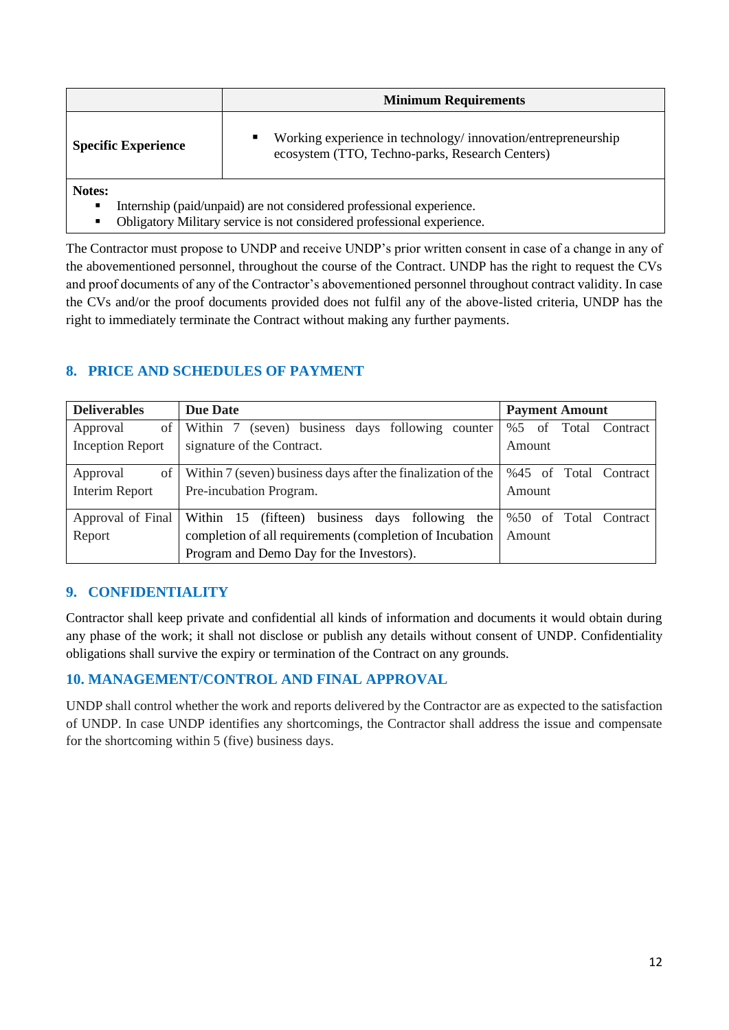| | Minimum Requirements |
|---|---|
| **Specific Experience** | ▪ Working experience in technology/ innovation/entrepreneurship ecosystem (TTO, Techno-parks, Research Centers) |
| **Notes:**<br>▪ Internship (paid/unpaid) are not considered professional experience.<br>▪ Obligatory Military service is not considered professional experience. | |

The Contractor must propose to UNDP and receive UNDP's prior written consent in case of a change in any of the abovementioned personnel, throughout the course of the Contract. UNDP has the right to request the CVs and proof documents of any of the Contractor's abovementioned personnel throughout contract validity. In case the CVs and/or the proof documents provided does not fulfil any of the above-listed criteria, UNDP has the right to immediately terminate the Contract without making any further payments.

## 8. PRICE AND SCHEDULES OF PAYMENT

| Deliverables | Due Date | Payment Amount |
|---|---|---|
| Approval of Inception Report | Within 7 (seven) business days following counter signature of the Contract. | %5 of Total Contract Amount |
| Approval of Interim Report | Within 7 (seven) business days after the finalization of the Pre-incubation Program. | %45 of Total Contract Amount |
| Approval of Final Report | Within 15 (fifteen) business days following the completion of all requirements (completion of Incubation Program and Demo Day for the Investors). | %50 of Total Contract Amount |

## 9. CONFIDENTIALITY

Contractor shall keep private and confidential all kinds of information and documents it would obtain during any phase of the work; it shall not disclose or publish any details without consent of UNDP. Confidentiality obligations shall survive the expiry or termination of the Contract on any grounds.

## 10. MANAGEMENT/CONTROL AND FINAL APPROVAL

UNDP shall control whether the work and reports delivered by the Contractor are as expected to the satisfaction of UNDP. In case UNDP identifies any shortcomings, the Contractor shall address the issue and compensate for the shortcoming within 5 (five) business days.